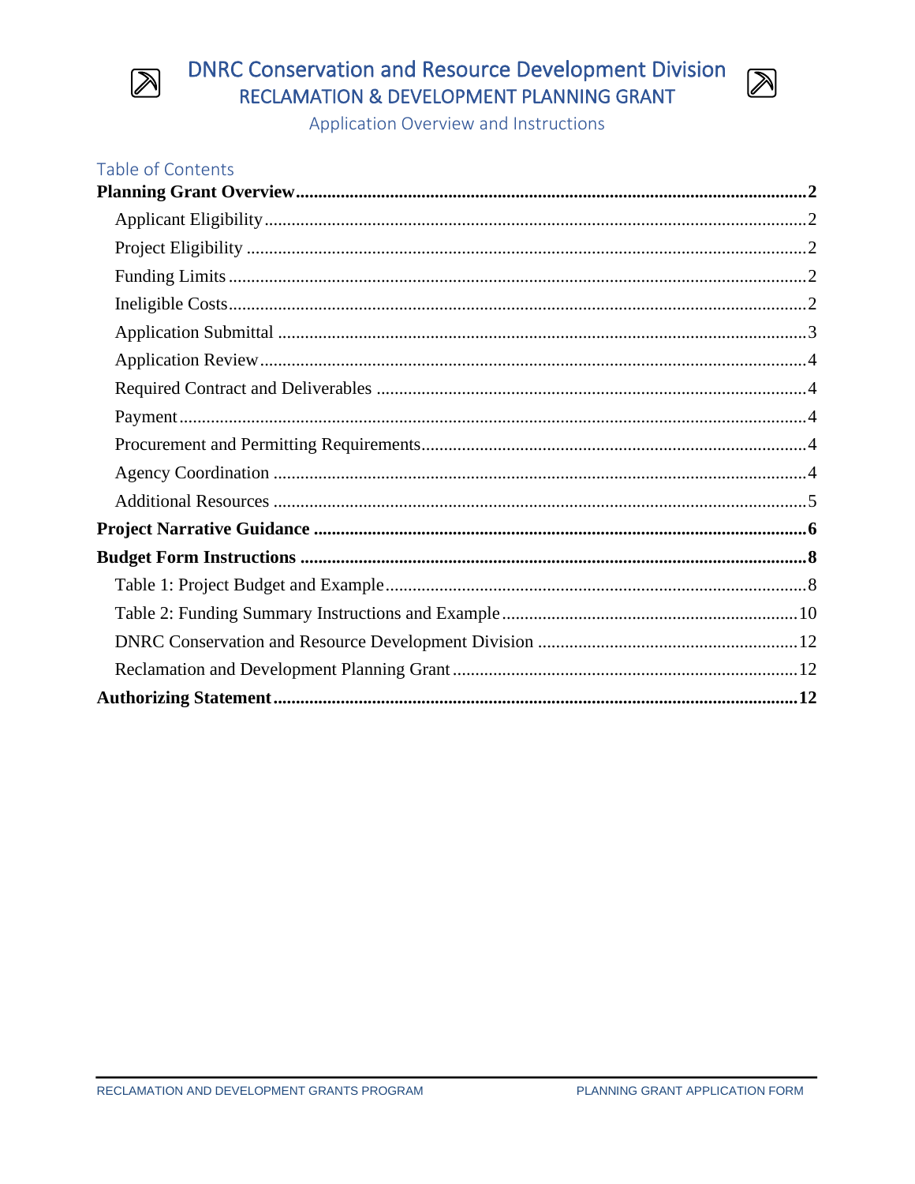# DNRC Conservation and Resource Development Division

## RECLAMATION & DEVELOPMENT PLANNING GRANT

Application Overview and Instructions

## Table of Contents

**Planning Grant Overview** ..... **2**

- Applicant Eligibility ..... 2
- Project Eligibility ..... 2
- Funding Limits ..... 2
- Ineligible Costs ..... 2
- Application Submittal ..... 3
- Application Review ..... 4
- Required Contract and Deliverables ..... 4
- Payment ..... 4
- Procurement and Permitting Requirements ..... 4
- Agency Coordination ..... 4
- Additional Resources ..... 5

**Project Narrative Guidance** ..... **6**

**Budget Form Instructions** ..... **8**

- Table 1: Project Budget and Example ..... 8
- Table 2: Funding Summary Instructions and Example ..... 10
- DNRC Conservation and Resource Development Division ..... 12
- Reclamation and Development Planning Grant ..... 12

**Authorizing Statement** ..... **12**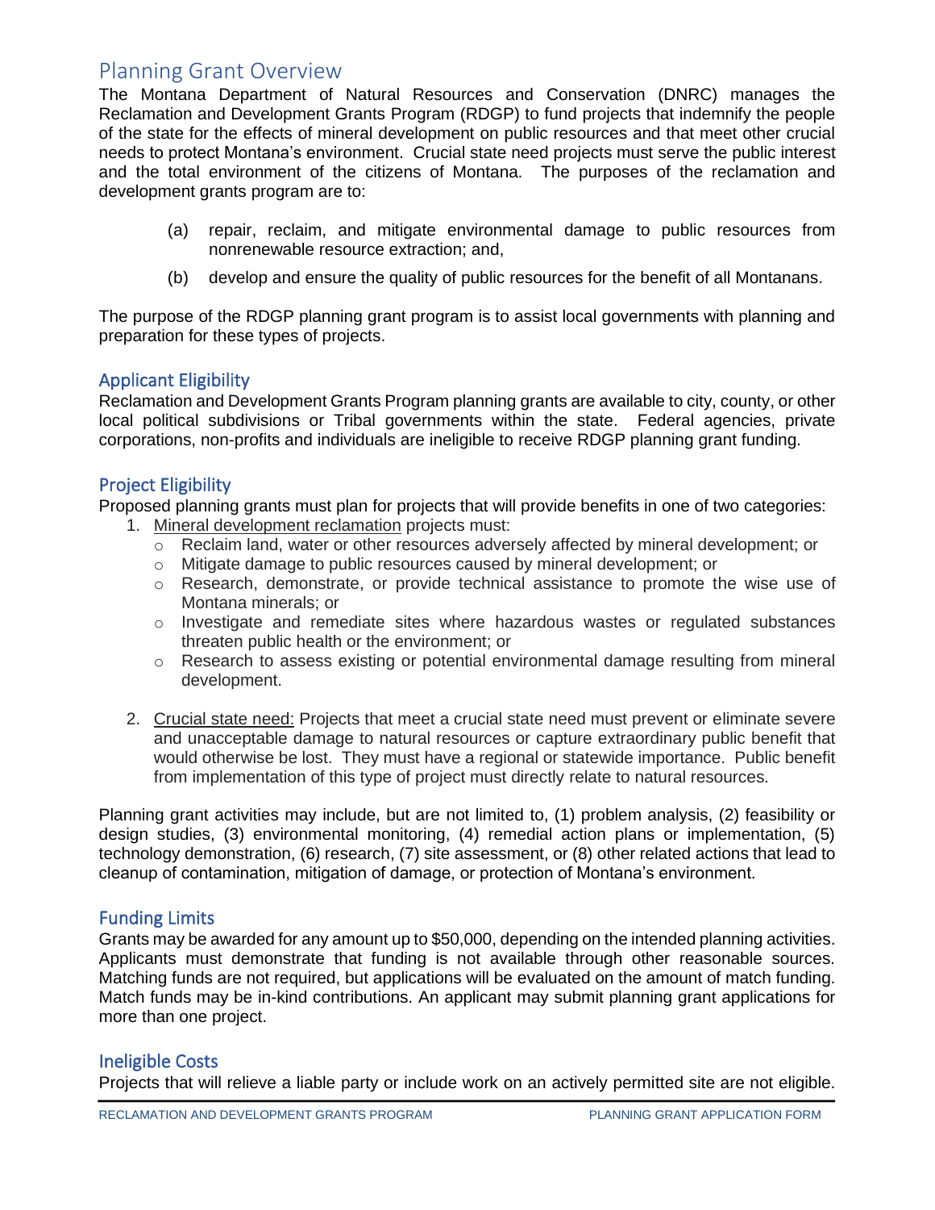## Planning Grant Overview

The Montana Department of Natural Resources and Conservation (DNRC) manages the Reclamation and Development Grants Program (RDGP) to fund projects that indemnify the people of the state for the effects of mineral development on public resources and that meet other crucial needs to protect Montana's environment. Crucial state need projects must serve the public interest and the total environment of the citizens of Montana. The purposes of the reclamation and development grants program are to:

(a) repair, reclaim, and mitigate environmental damage to public resources from nonrenewable resource extraction; and,

(b) develop and ensure the quality of public resources for the benefit of all Montanans.

The purpose of the RDGP planning grant program is to assist local governments with planning and preparation for these types of projects.

### Applicant Eligibility

Reclamation and Development Grants Program planning grants are available to city, county, or other local political subdivisions or Tribal governments within the state. Federal agencies, private corporations, non-profits and individuals are ineligible to receive RDGP planning grant funding.

### Project Eligibility

Proposed planning grants must plan for projects that will provide benefits in one of two categories:

1. Mineral development reclamation projects must:
   - Reclaim land, water or other resources adversely affected by mineral development; or
   - Mitigate damage to public resources caused by mineral development; or
   - Research, demonstrate, or provide technical assistance to promote the wise use of Montana minerals; or
   - Investigate and remediate sites where hazardous wastes or regulated substances threaten public health or the environment; or
   - Research to assess existing or potential environmental damage resulting from mineral development.

2. Crucial state need: Projects that meet a crucial state need must prevent or eliminate severe and unacceptable damage to natural resources or capture extraordinary public benefit that would otherwise be lost. They must have a regional or statewide importance. Public benefit from implementation of this type of project must directly relate to natural resources.

Planning grant activities may include, but are not limited to, (1) problem analysis, (2) feasibility or design studies, (3) environmental monitoring, (4) remedial action plans or implementation, (5) technology demonstration, (6) research, (7) site assessment, or (8) other related actions that lead to cleanup of contamination, mitigation of damage, or protection of Montana's environment.

### Funding Limits

Grants may be awarded for any amount up to $50,000, depending on the intended planning activities. Applicants must demonstrate that funding is not available through other reasonable sources. Matching funds are not required, but applications will be evaluated on the amount of match funding. Match funds may be in-kind contributions. An applicant may submit planning grant applications for more than one project.

### Ineligible Costs

Projects that will relieve a liable party or include work on an actively permitted site are not eligible.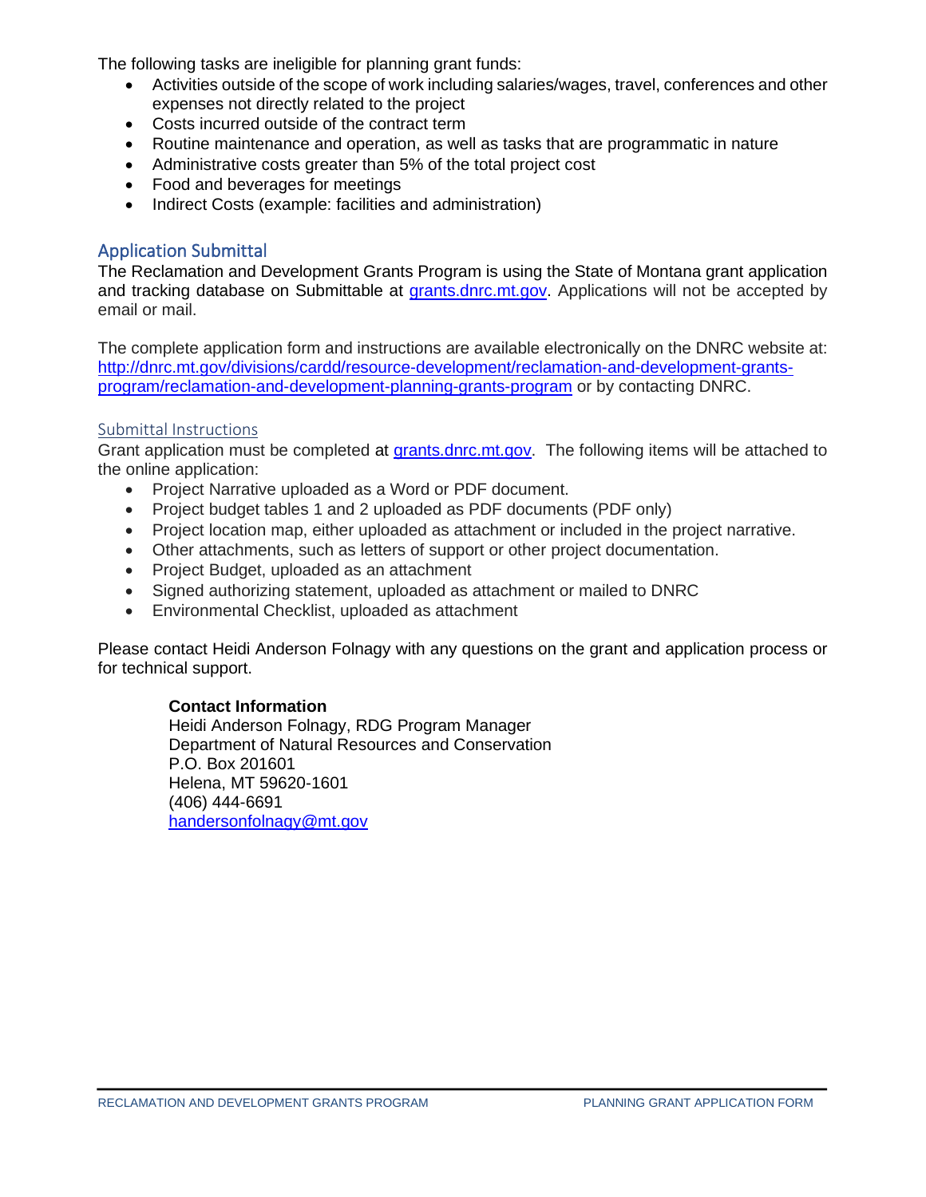The following tasks are ineligible for planning grant funds:

- Activities outside of the scope of work including salaries/wages, travel, conferences and other expenses not directly related to the project
- Costs incurred outside of the contract term
- Routine maintenance and operation, as well as tasks that are programmatic in nature
- Administrative costs greater than 5% of the total project cost
- Food and beverages for meetings
- Indirect Costs (example: facilities and administration)

## Application Submittal

The Reclamation and Development Grants Program is using the State of Montana grant application and tracking database on Submittable at [grants.dnrc.mt.gov](grants.dnrc.mt.gov). Applications will not be accepted by email or mail.

The complete application form and instructions are available electronically on the DNRC website at: [http://dnrc.mt.gov/divisions/cardd/resource-development/reclamation-and-development-grants-program/reclamation-and-development-planning-grants-program](http://dnrc.mt.gov/divisions/cardd/resource-development/reclamation-and-development-grants-program/reclamation-and-development-planning-grants-program) or by contacting DNRC.

### Submittal Instructions

Grant application must be completed at [grants.dnrc.mt.gov](grants.dnrc.mt.gov). The following items will be attached to the online application:

- Project Narrative uploaded as a Word or PDF document.
- Project budget tables 1 and 2 uploaded as PDF documents (PDF only)
- Project location map, either uploaded as attachment or included in the project narrative.
- Other attachments, such as letters of support or other project documentation.
- Project Budget, uploaded as an attachment
- Signed authorizing statement, uploaded as attachment or mailed to DNRC
- Environmental Checklist, uploaded as attachment

Please contact Heidi Anderson Folnagy with any questions on the grant and application process or for technical support.

**Contact Information**
Heidi Anderson Folnagy, RDG Program Manager
Department of Natural Resources and Conservation
P.O. Box 201601
Helena, MT 59620-1601
(406) 444-6691
[handersonfolnagy@mt.gov](mailto:handersonfolnagy@mt.gov)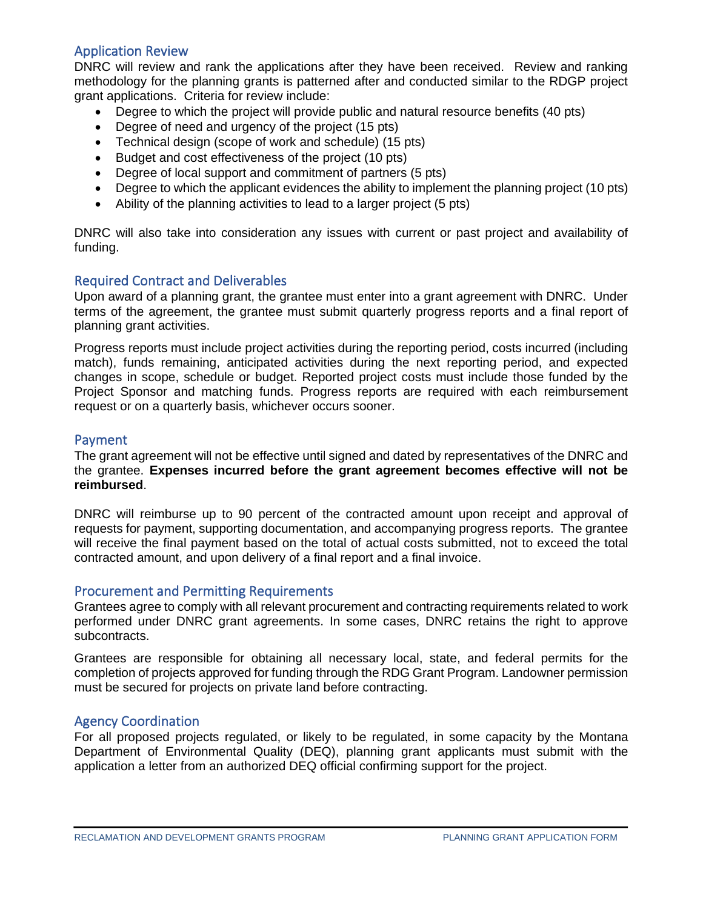## Application Review

DNRC will review and rank the applications after they have been received. Review and ranking methodology for the planning grants is patterned after and conducted similar to the RDGP project grant applications. Criteria for review include:

- Degree to which the project will provide public and natural resource benefits (40 pts)
- Degree of need and urgency of the project (15 pts)
- Technical design (scope of work and schedule) (15 pts)
- Budget and cost effectiveness of the project (10 pts)
- Degree of local support and commitment of partners (5 pts)
- Degree to which the applicant evidences the ability to implement the planning project (10 pts)
- Ability of the planning activities to lead to a larger project (5 pts)

DNRC will also take into consideration any issues with current or past project and availability of funding.

## Required Contract and Deliverables

Upon award of a planning grant, the grantee must enter into a grant agreement with DNRC. Under terms of the agreement, the grantee must submit quarterly progress reports and a final report of planning grant activities.

Progress reports must include project activities during the reporting period, costs incurred (including match), funds remaining, anticipated activities during the next reporting period, and expected changes in scope, schedule or budget. Reported project costs must include those funded by the Project Sponsor and matching funds. Progress reports are required with each reimbursement request or on a quarterly basis, whichever occurs sooner.

## Payment

The grant agreement will not be effective until signed and dated by representatives of the DNRC and the grantee. **Expenses incurred before the grant agreement becomes effective will not be reimbursed**.

DNRC will reimburse up to 90 percent of the contracted amount upon receipt and approval of requests for payment, supporting documentation, and accompanying progress reports. The grantee will receive the final payment based on the total of actual costs submitted, not to exceed the total contracted amount, and upon delivery of a final report and a final invoice.

## Procurement and Permitting Requirements

Grantees agree to comply with all relevant procurement and contracting requirements related to work performed under DNRC grant agreements. In some cases, DNRC retains the right to approve subcontracts.

Grantees are responsible for obtaining all necessary local, state, and federal permits for the completion of projects approved for funding through the RDG Grant Program. Landowner permission must be secured for projects on private land before contracting.

## Agency Coordination

For all proposed projects regulated, or likely to be regulated, in some capacity by the Montana Department of Environmental Quality (DEQ), planning grant applicants must submit with the application a letter from an authorized DEQ official confirming support for the project.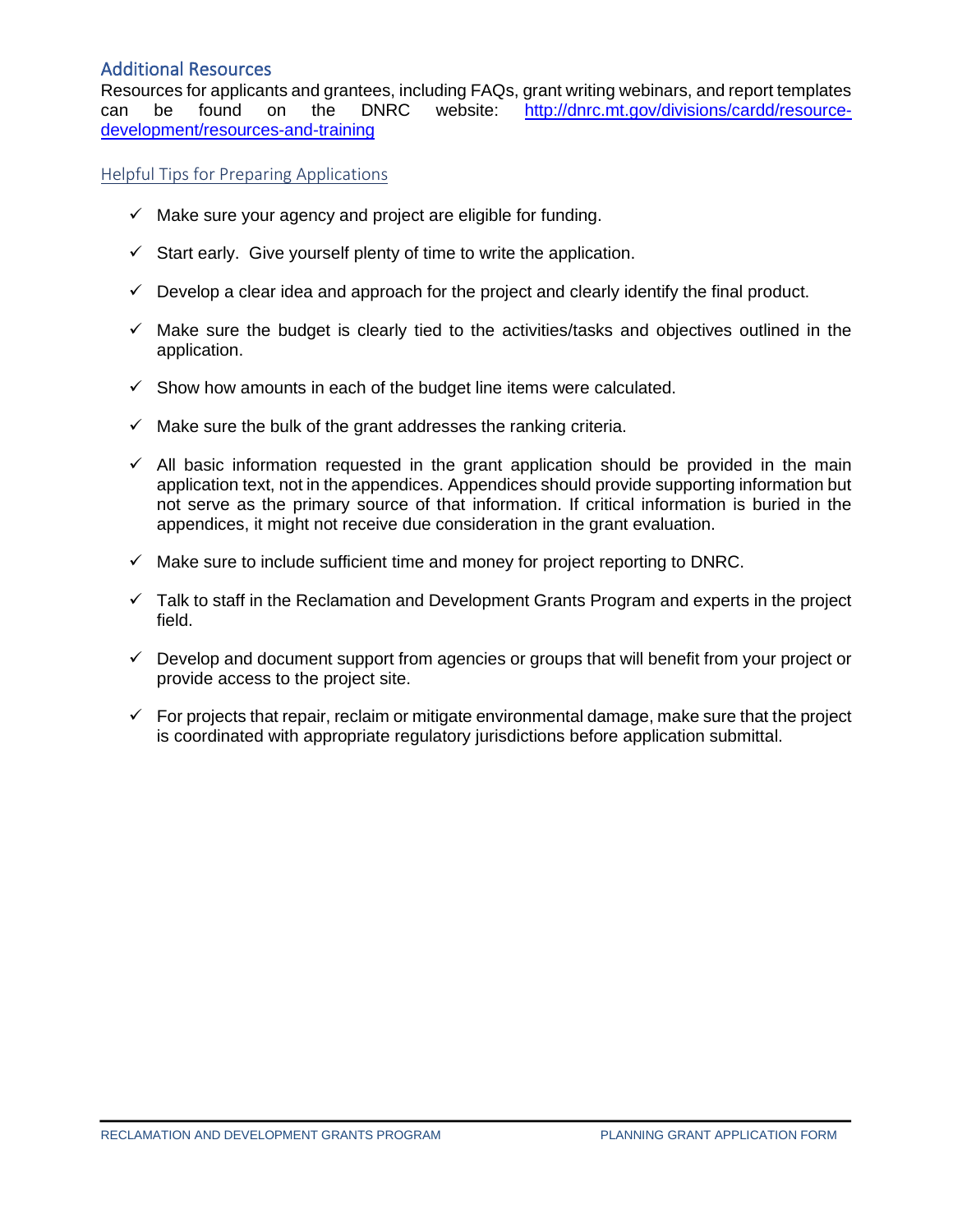## Additional Resources

Resources for applicants and grantees, including FAQs, grant writing webinars, and report templates can be found on the DNRC website: http://dnrc.mt.gov/divisions/cardd/resource-development/resources-and-training

### Helpful Tips for Preparing Applications

- ✓ Make sure your agency and project are eligible for funding.
- ✓ Start early. Give yourself plenty of time to write the application.
- ✓ Develop a clear idea and approach for the project and clearly identify the final product.
- ✓ Make sure the budget is clearly tied to the activities/tasks and objectives outlined in the application.
- ✓ Show how amounts in each of the budget line items were calculated.
- ✓ Make sure the bulk of the grant addresses the ranking criteria.
- ✓ All basic information requested in the grant application should be provided in the main application text, not in the appendices. Appendices should provide supporting information but not serve as the primary source of that information. If critical information is buried in the appendices, it might not receive due consideration in the grant evaluation.
- ✓ Make sure to include sufficient time and money for project reporting to DNRC.
- ✓ Talk to staff in the Reclamation and Development Grants Program and experts in the project field.
- ✓ Develop and document support from agencies or groups that will benefit from your project or provide access to the project site.
- ✓ For projects that repair, reclaim or mitigate environmental damage, make sure that the project is coordinated with appropriate regulatory jurisdictions before application submittal.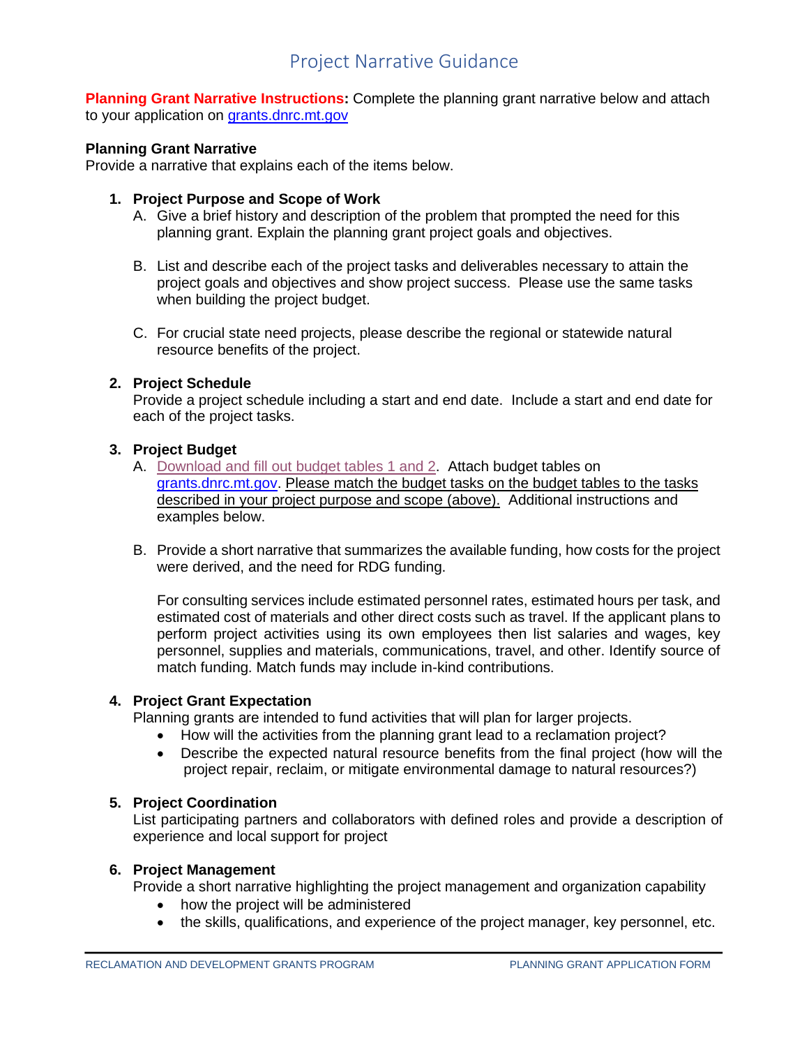# Project Narrative Guidance

**Planning Grant Narrative Instructions:** Complete the planning grant narrative below and attach to your application on grants.dnrc.mt.gov

**Planning Grant Narrative**
Provide a narrative that explains each of the items below.

1. **Project Purpose and Scope of Work**
   A. Give a brief history and description of the problem that prompted the need for this planning grant. Explain the planning grant project goals and objectives.

   B. List and describe each of the project tasks and deliverables necessary to attain the project goals and objectives and show project success. Please use the same tasks when building the project budget.

   C. For crucial state need projects, please describe the regional or statewide natural resource benefits of the project.

2. **Project Schedule**
   Provide a project schedule including a start and end date. Include a start and end date for each of the project tasks.

3. **Project Budget**
   A. Download and fill out budget tables 1 and 2. Attach budget tables on grants.dnrc.mt.gov. Please match the budget tasks on the budget tables to the tasks described in your project purpose and scope (above). Additional instructions and examples below.

   B. Provide a short narrative that summarizes the available funding, how costs for the project were derived, and the need for RDG funding.

   For consulting services include estimated personnel rates, estimated hours per task, and estimated cost of materials and other direct costs such as travel. If the applicant plans to perform project activities using its own employees then list salaries and wages, key personnel, supplies and materials, communications, travel, and other. Identify source of match funding. Match funds may include in-kind contributions.

4. **Project Grant Expectation**
   Planning grants are intended to fund activities that will plan for larger projects.
   - How will the activities from the planning grant lead to a reclamation project?
   - Describe the expected natural resource benefits from the final project (how will the project repair, reclaim, or mitigate environmental damage to natural resources?)

5. **Project Coordination**
   List participating partners and collaborators with defined roles and provide a description of experience and local support for project

6. **Project Management**
   Provide a short narrative highlighting the project management and organization capability
   - how the project will be administered
   - the skills, qualifications, and experience of the project manager, key personnel, etc.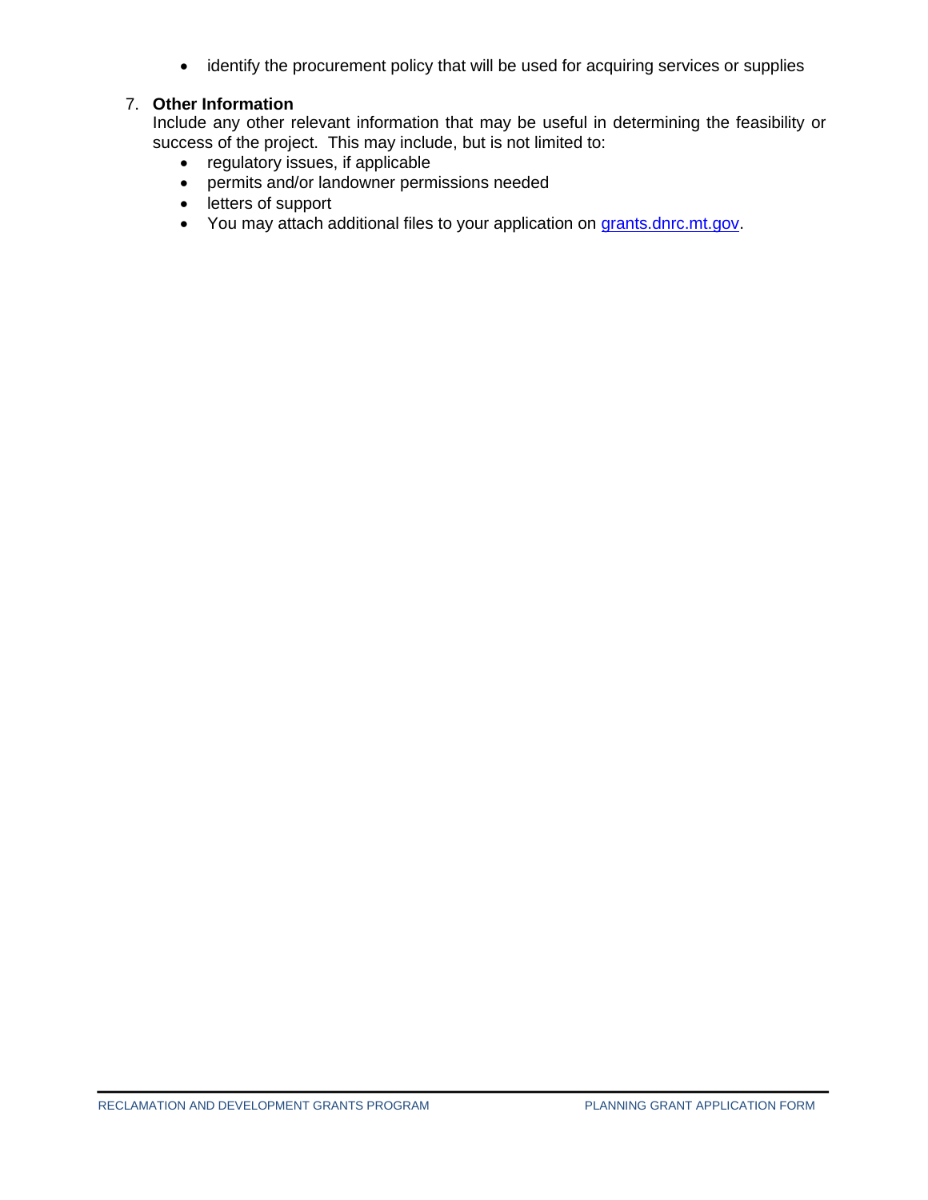- identify the procurement policy that will be used for acquiring services or supplies

7. **Other Information**
   Include any other relevant information that may be useful in determining the feasibility or success of the project. This may include, but is not limited to:
   - regulatory issues, if applicable
   - permits and/or landowner permissions needed
   - letters of support
   - You may attach additional files to your application on grants.dnrc.mt.gov.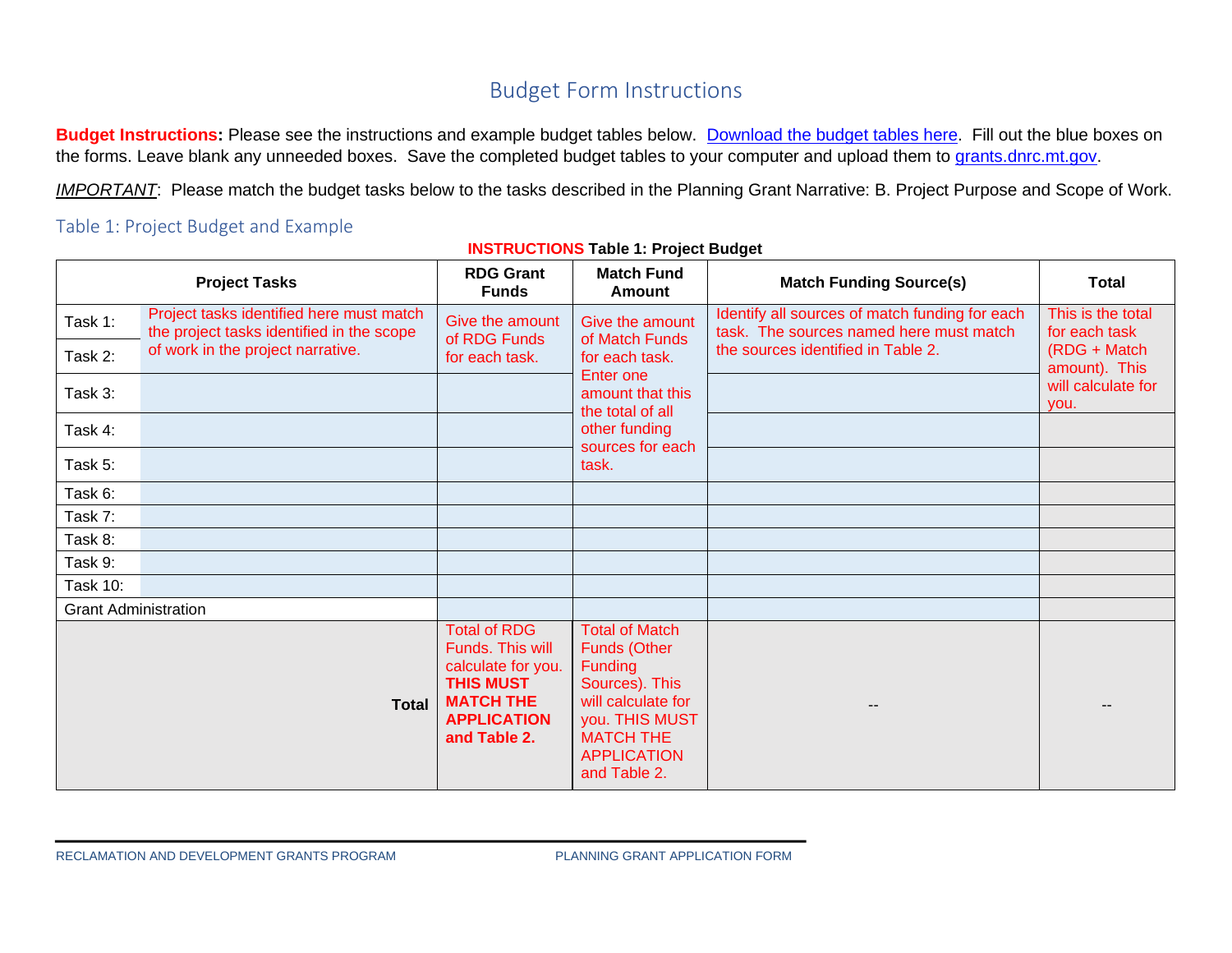# Budget Form Instructions

**Budget Instructions:** Please see the instructions and example budget tables below. [Download the budget tables here](). Fill out the blue boxes on the forms. Leave blank any unneeded boxes. Save the completed budget tables to your computer and upload them to [grants.dnrc.mt.gov]().

*IMPORTANT*: Please match the budget tasks below to the tasks described in the Planning Grant Narrative: B. Project Purpose and Scope of Work.

## Table 1: Project Budget and Example

**INSTRUCTIONS Table 1: Project Budget**

| Project Tasks | | RDG Grant Funds | Match Fund Amount | Match Funding Source(s) | Total |
|---|---|---|---|---|---|
| Task 1: | Project tasks identified here must match the project tasks identified in the scope of work in the project narrative. | Give the amount of RDG Funds for each task. | Give the amount of Match Funds for each task. Enter one amount that this the total of all other funding sources for each task. | Identify all sources of match funding for each task. The sources named here must match the sources identified in Table 2. | This is the total for each task (RDG + Match amount). This will calculate for you. |
| Task 2: | | | | | |
| Task 3: | | | | | |
| Task 4: | | | | | |
| Task 5: | | | | | |
| Task 6: | | | | | |
| Task 7: | | | | | |
| Task 8: | | | | | |
| Task 9: | | | | | |
| Task 10: | | | | | |
| Grant Administration | | | | | |
| | **Total** | Total of RDG Funds. This will calculate for you. **THIS MUST MATCH THE APPLICATION and Table 2.** | Total of Match Funds (Other Funding Sources). This will calculate for you. THIS MUST MATCH THE APPLICATION and Table 2. | -- | -- |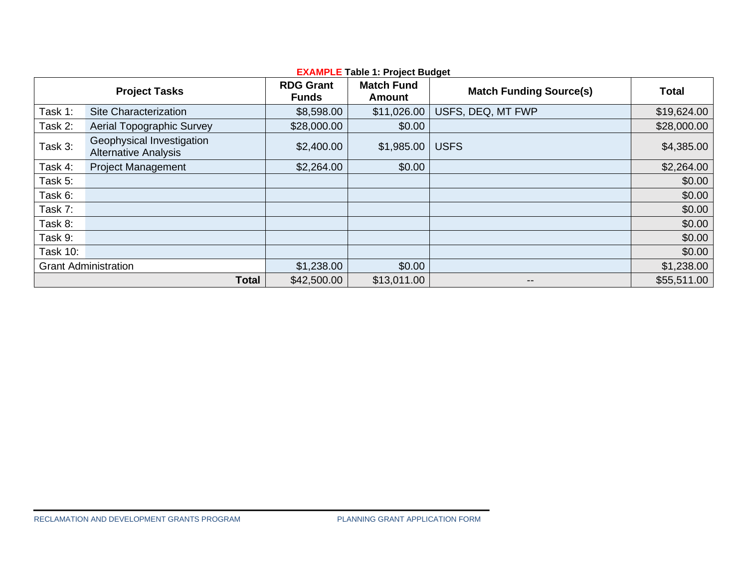**EXAMPLE Table 1: Project Budget**

| Project Tasks | | RDG Grant Funds | Match Fund Amount | Match Funding Source(s) | Total |
|---|---|---|---|---|---|
| Task 1: | Site Characterization | $8,598.00 | $11,026.00 | USFS, DEQ, MT FWP | $19,624.00 |
| Task 2: | Aerial Topographic Survey | $28,000.00 | $0.00 | | $28,000.00 |
| Task 3: | Geophysical Investigation Alternative Analysis | $2,400.00 | $1,985.00 | USFS | $4,385.00 |
| Task 4: | Project Management | $2,264.00 | $0.00 | | $2,264.00 |
| Task 5: | | | | | $0.00 |
| Task 6: | | | | | $0.00 |
| Task 7: | | | | | $0.00 |
| Task 8: | | | | | $0.00 |
| Task 9: | | | | | $0.00 |
| Task 10: | | | | | $0.00 |
| Grant Administration | | $1,238.00 | $0.00 | | $1,238.00 |
| | **Total** | $42,500.00 | $13,011.00 | -- | $55,511.00 |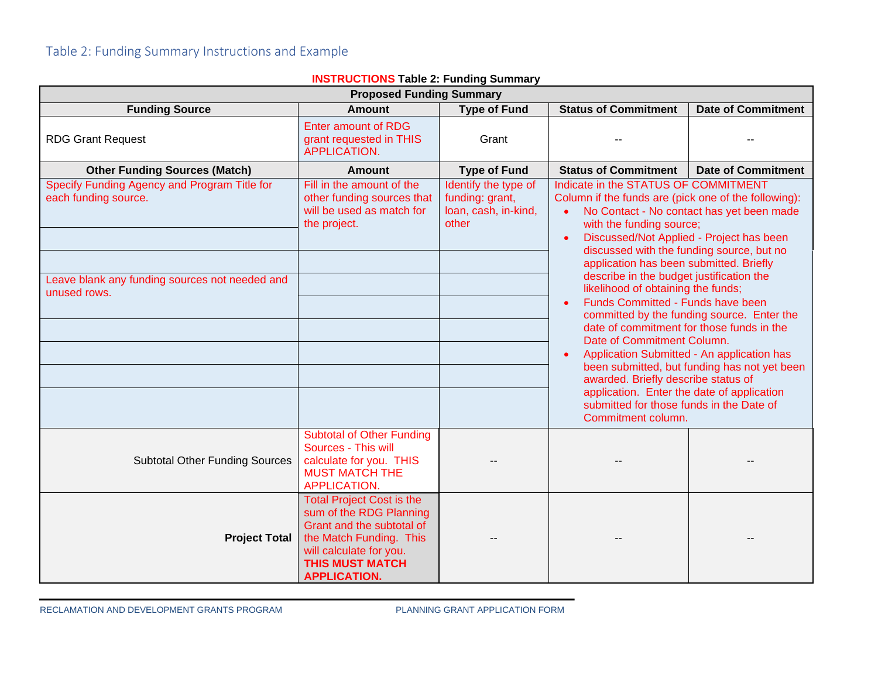## Table 2: Funding Summary Instructions and Example

**INSTRUCTIONS Table 2: Funding Summary**

| Proposed Funding Summary | | | | |
|---|---|---|---|---|
| **Funding Source** | **Amount** | **Type of Fund** | **Status of Commitment** | **Date of Commitment** |
| RDG Grant Request | Enter amount of RDG grant requested in THIS APPLICATION. | Grant | -- | -- |
| **Other Funding Sources (Match)** | **Amount** | **Type of Fund** | **Status of Commitment** | **Date of Commitment** |
| Specify Funding Agency and Program Title for each funding source. | Fill in the amount of the other funding sources that will be used as match for the project. | Identify the type of funding: grant, loan, cash, in-kind, other | Indicate in the STATUS OF COMMITMENT Column if the funds are (pick one of the following): • No Contact - No contact has yet been made with the funding source; • Discussed/Not Applied - Project has been discussed with the funding source, but no application has been submitted. Briefly describe in the budget justification the likelihood of obtaining the funds; • Funds Committed - Funds have been committed by the funding source. Enter the date of commitment for those funds in the Date of Commitment Column. • Application Submitted - An application has been submitted, but funding has not yet been awarded. Briefly describe status of application. Enter the date of application submitted for those funds in the Date of Commitment column. | |
| | | | | |
| | | | | |
| Leave blank any funding sources not needed and unused rows. | | | | |
| | | | | |
| | | | | |
| | | | | |
| | | | | |
| | | | | |
| Subtotal Other Funding Sources | Subtotal of Other Funding Sources - This will calculate for you. THIS MUST MATCH THE APPLICATION. | -- | -- | -- |
| **Project Total** | Total Project Cost is the sum of the RDG Planning Grant and the subtotal of the Match Funding. This will calculate for you. **THIS MUST MATCH APPLICATION.** | -- | -- | -- |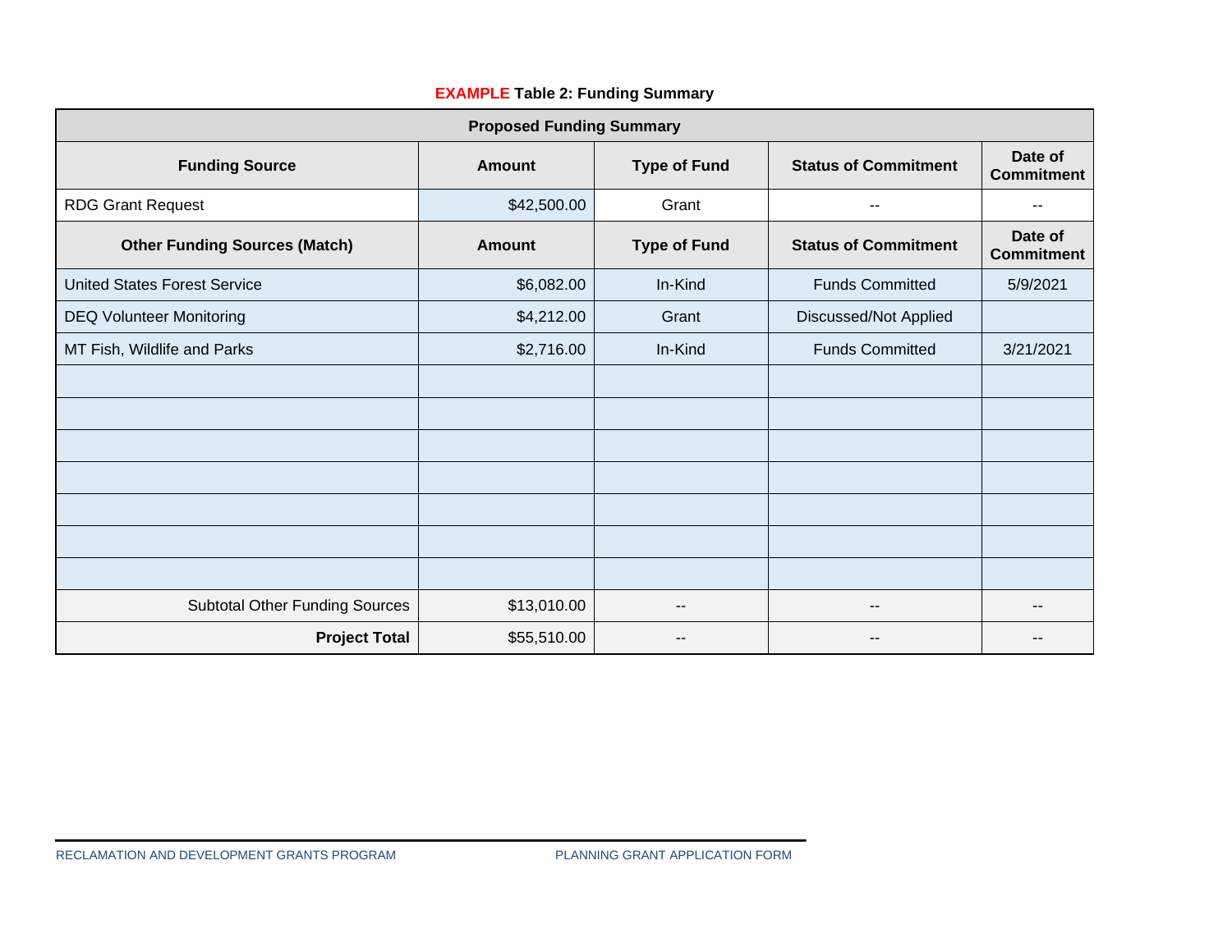**EXAMPLE Table 2: Funding Summary**

| Proposed Funding Summary | | | | |
|---|---|---|---|---|
| **Funding Source** | **Amount** | **Type of Fund** | **Status of Commitment** | **Date of Commitment** |
| RDG Grant Request | $42,500.00 | Grant | -- | -- |
| **Other Funding Sources (Match)** | **Amount** | **Type of Fund** | **Status of Commitment** | **Date of Commitment** |
| United States Forest Service | $6,082.00 | In-Kind | Funds Committed | 5/9/2021 |
| DEQ Volunteer Monitoring | $4,212.00 | Grant | Discussed/Not Applied | |
| MT Fish, Wildlife and Parks | $2,716.00 | In-Kind | Funds Committed | 3/21/2021 |
| | | | | |
| | | | | |
| | | | | |
| | | | | |
| | | | | |
| | | | | |
| | | | | |
| Subtotal Other Funding Sources | $13,010.00 | -- | -- | -- |
| **Project Total** | $55,510.00 | -- | -- | -- |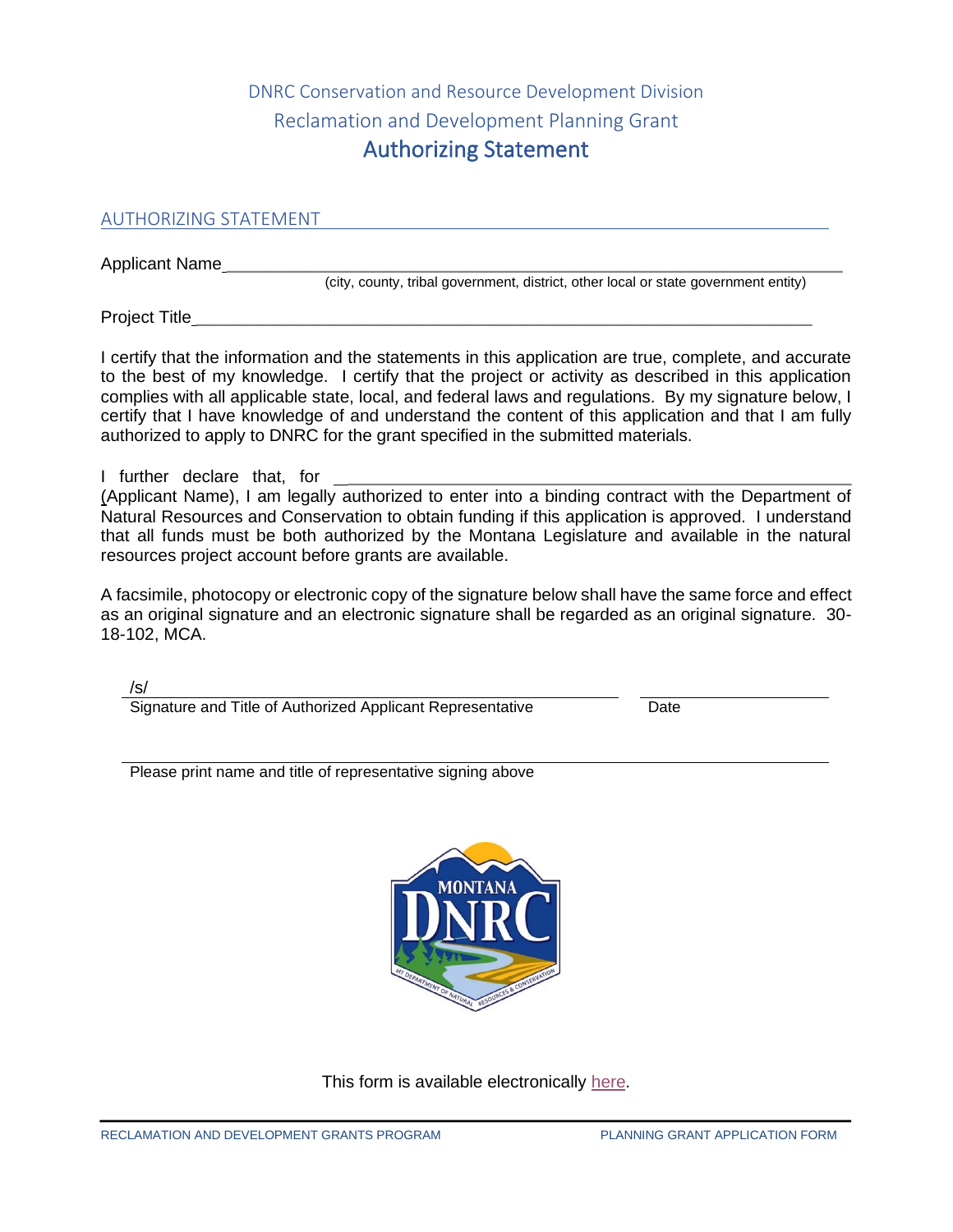DNRC Conservation and Resource Development Division

Reclamation and Development Planning Grant

# Authorizing Statement

## AUTHORIZING STATEMENT

Applicant Name\_\_\_\_\_\_\_\_\_\_\_\_\_\_\_\_\_\_\_\_\_\_\_\_\_\_\_\_\_\_\_\_\_\_\_\_\_\_\_\_\_\_\_\_\_\_\_\_\_\_\_\_\_\_

(city, county, tribal government, district, other local or state government entity)

Project Title\_\_\_\_\_\_\_\_\_\_\_\_\_\_\_\_\_\_\_\_\_\_\_\_\_\_\_\_\_\_\_\_\_\_\_\_\_\_\_\_\_\_\_\_\_\_\_\_\_\_\_\_\_\_\_\_\_

I certify that the information and the statements in this application are true, complete, and accurate to the best of my knowledge. I certify that the project or activity as described in this application complies with all applicable state, local, and federal laws and regulations. By my signature below, I certify that I have knowledge of and understand the content of this application and that I am fully authorized to apply to DNRC for the grant specified in the submitted materials.

I further declare that, for \_\_\_\_\_\_\_\_\_\_\_\_\_\_\_\_\_\_\_\_\_\_\_\_\_\_\_\_\_\_\_\_\_\_\_\_\_\_\_\_\_\_\_\_\_\_\_\_ (Applicant Name), I am legally authorized to enter into a binding contract with the Department of Natural Resources and Conservation to obtain funding if this application is approved. I understand that all funds must be both authorized by the Montana Legislature and available in the natural resources project account before grants are available.

A facsimile, photocopy or electronic copy of the signature below shall have the same force and effect as an original signature and an electronic signature shall be regarded as an original signature. 30-18-102, MCA.

/s/\_\_\_\_\_\_\_\_\_\_\_\_\_\_\_\_\_\_\_\_\_\_\_\_\_\_\_\_\_\_\_\_\_\_\_\_\_\_\_\_\_\_\_\_ \_\_\_\_\_\_\_\_\_\_\_\_\_\_\_\_\_\_\_\_

Signature and Title of Authorized Applicant Representative Date

\_\_\_\_\_\_\_\_\_\_\_\_\_\_\_\_\_\_\_\_\_\_\_\_\_\_\_\_\_\_\_\_\_\_\_\_\_\_\_\_\_\_\_\_\_\_\_\_\_\_\_\_\_\_\_\_\_\_\_\_\_\_\_\_

Please print name and title of representative signing above

MONTANA DNRC

MT DEPARTMENT OF NATURAL RESOURCES & CONSERVATION

This form is available electronically here.